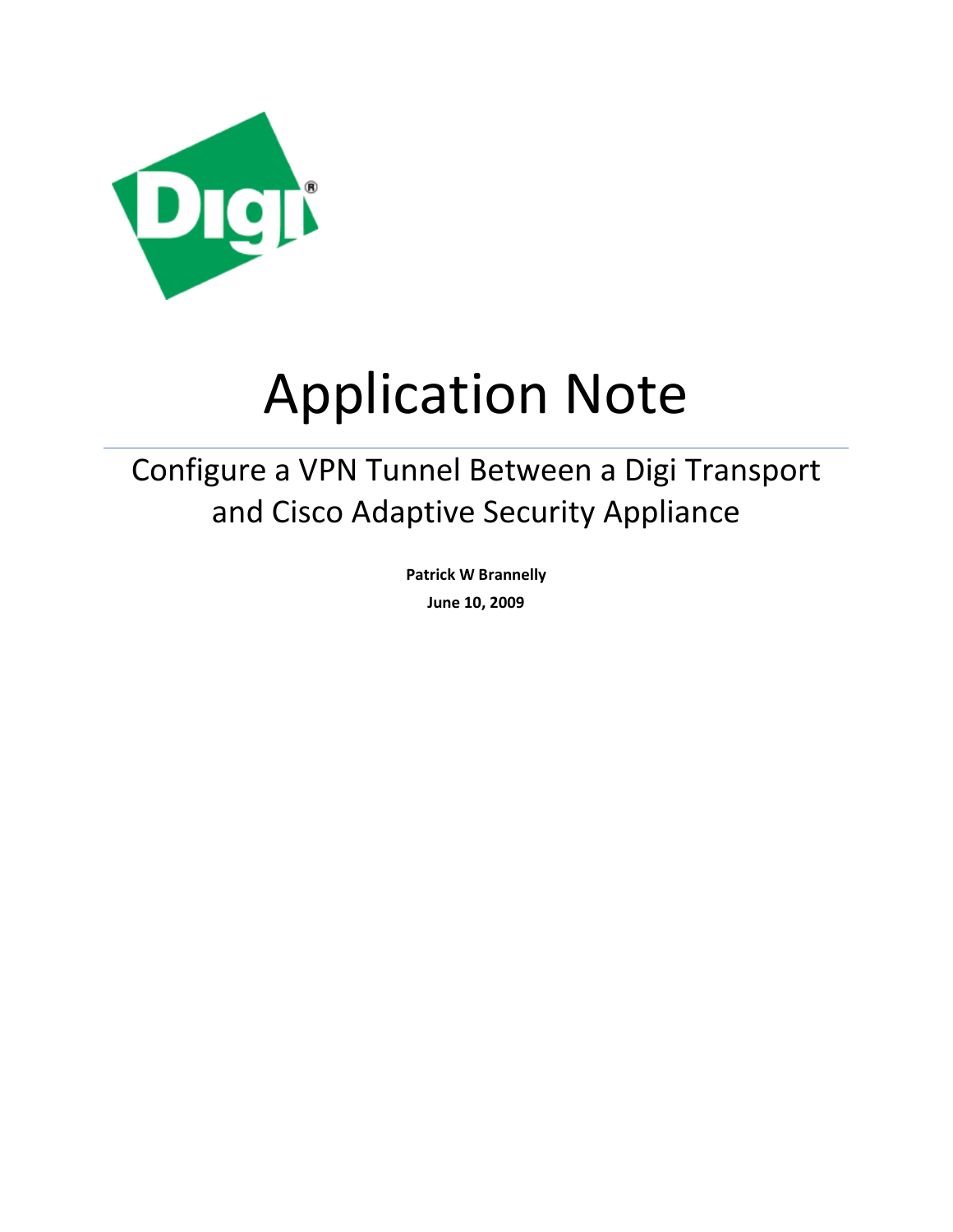Digi

# Application Note

## Configure a VPN Tunnel Between a Digi Transport and Cisco Adaptive Security Appliance

**Patrick W Brannelly**

**June 10, 2009**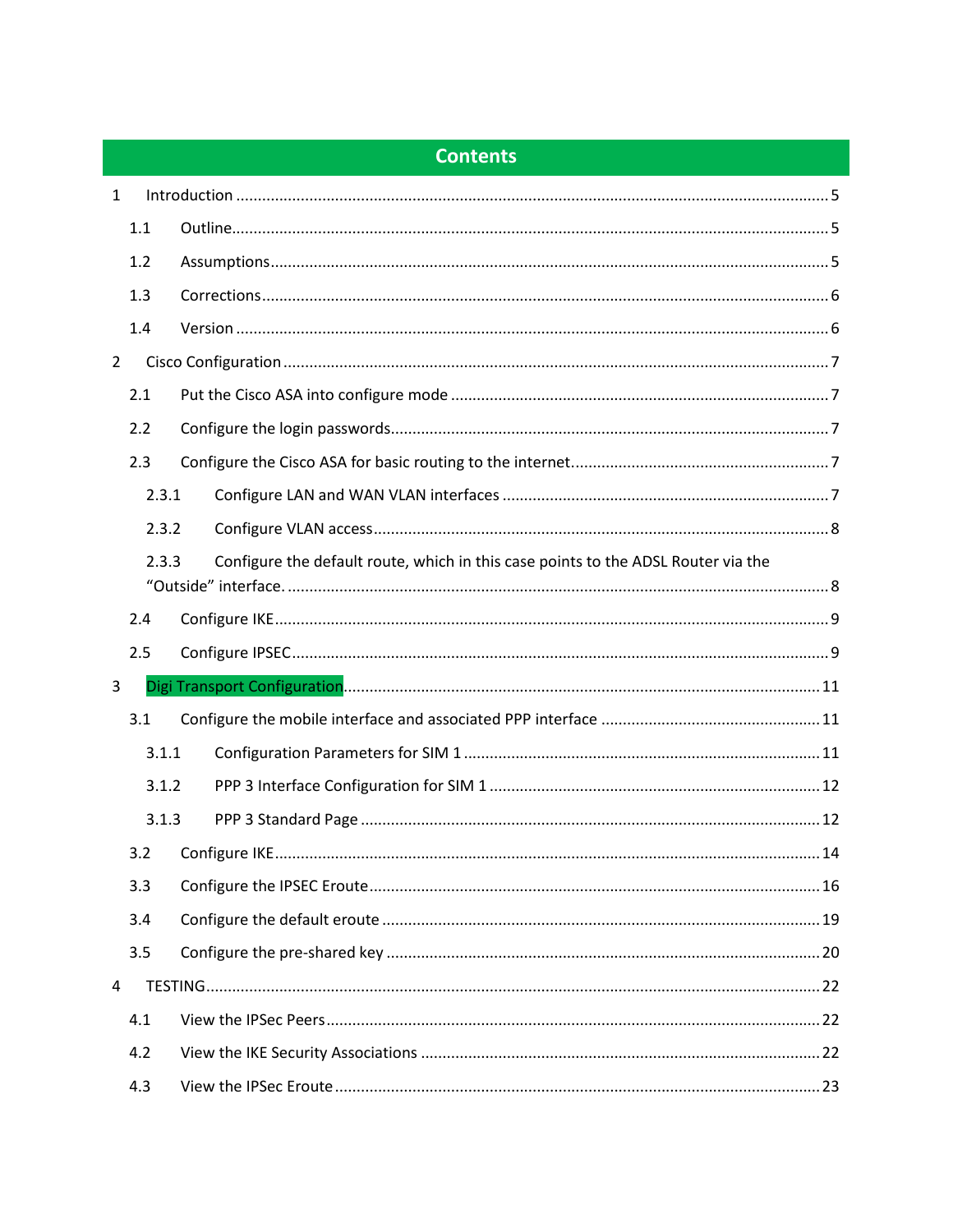# Contents

1 Introduction .......... 5

  1.1 Outline .......... 5

  1.2 Assumptions .......... 5

  1.3 Corrections .......... 6

  1.4 Version .......... 6

2 Cisco Configuration .......... 7

  2.1 Put the Cisco ASA into configure mode .......... 7

  2.2 Configure the login passwords .......... 7

  2.3 Configure the Cisco ASA for basic routing to the internet .......... 7

    2.3.1 Configure LAN and WAN VLAN interfaces .......... 7

    2.3.2 Configure VLAN access .......... 8

    2.3.3 Configure the default route, which in this case points to the ADSL Router via the "Outside" interface. .......... 8

  2.4 Configure IKE .......... 9

  2.5 Configure IPSEC .......... 9

3 Digi Transport Configuration .......... 11

  3.1 Configure the mobile interface and associated PPP interface .......... 11

    3.1.1 Configuration Parameters for SIM 1 .......... 11

    3.1.2 PPP 3 Interface Configuration for SIM 1 .......... 12

    3.1.3 PPP 3 Standard Page .......... 12

  3.2 Configure IKE .......... 14

  3.3 Configure the IPSEC Eroute .......... 16

  3.4 Configure the default eroute .......... 19

  3.5 Configure the pre-shared key .......... 20

4 TESTING .......... 22

  4.1 View the IPSec Peers .......... 22

  4.2 View the IKE Security Associations .......... 22

  4.3 View the IPSec Eroute .......... 23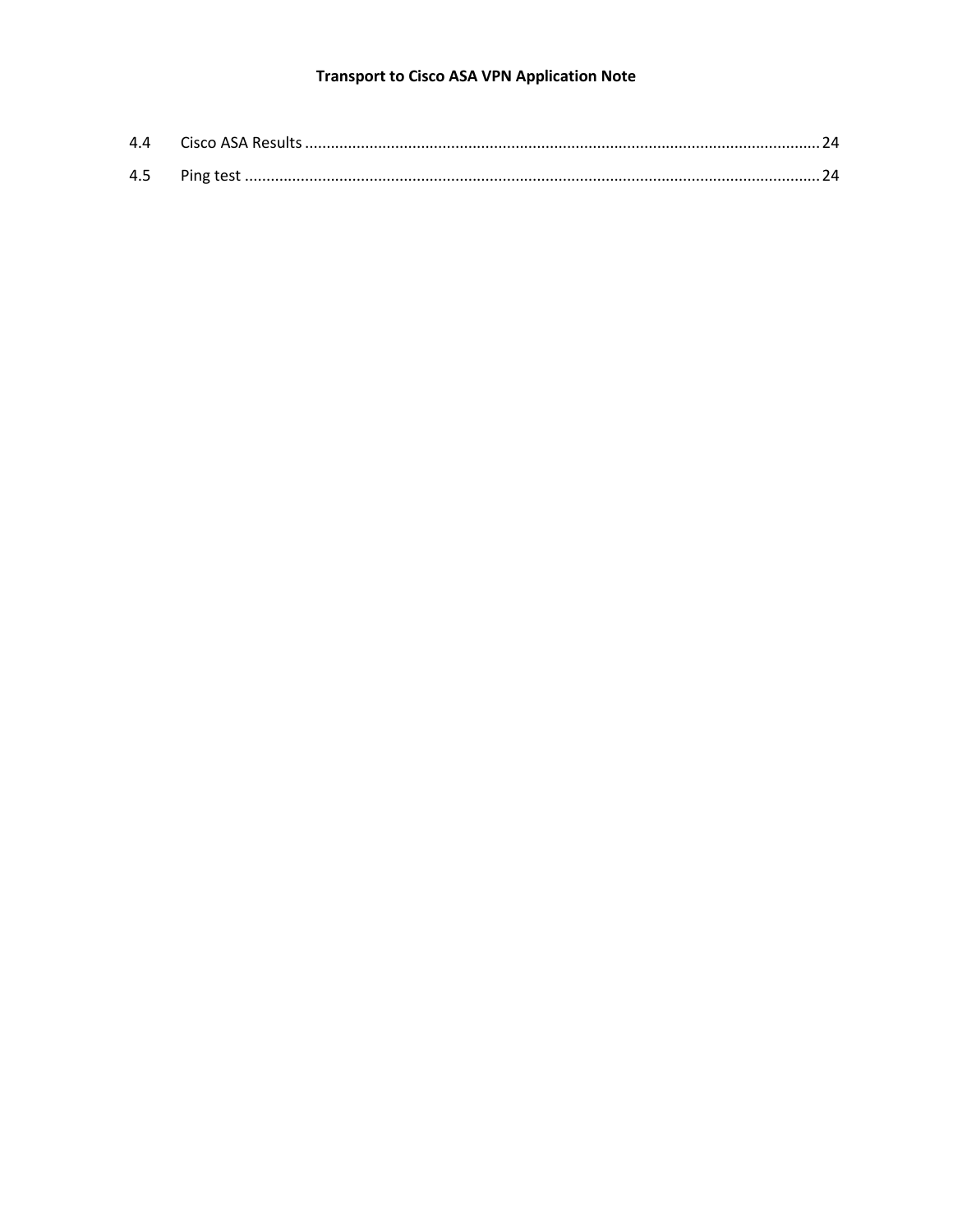4.4 Cisco ASA Results ........................................................................................................................ 24

4.5 Ping test ...................................................................................................................................... 24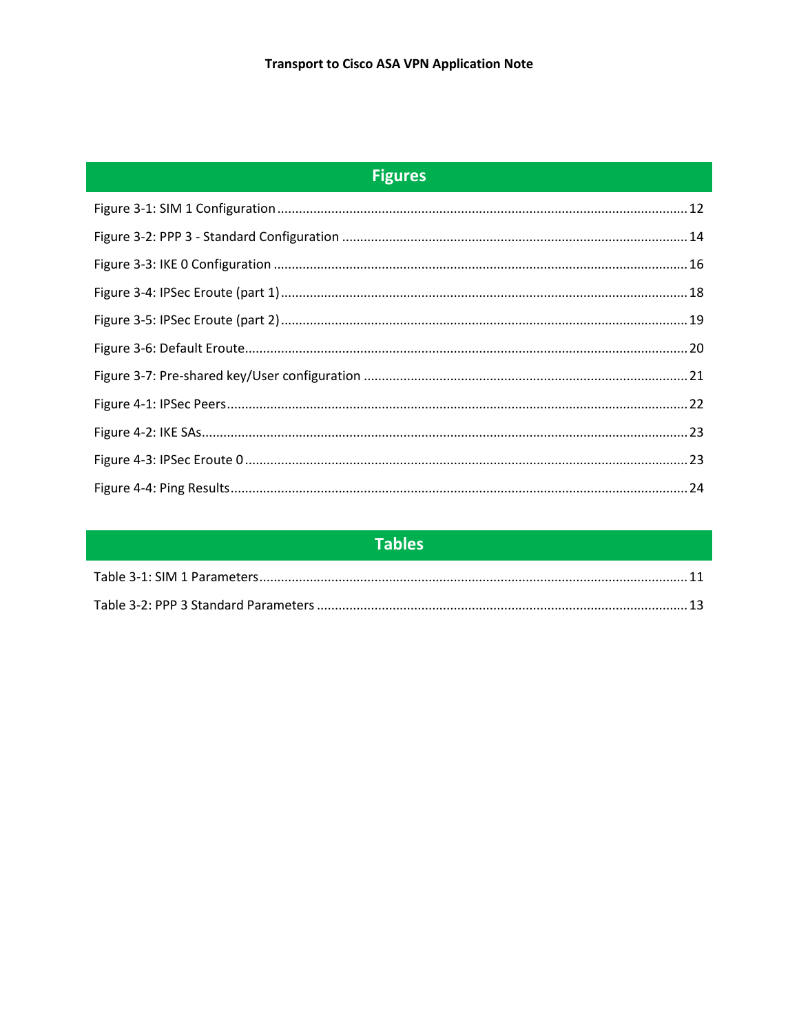## Figures

Figure 3-1: SIM 1 Configuration ........................................................................................................ 12

Figure 3-2: PPP 3 - Standard Configuration ........................................................................................ 14

Figure 3-3: IKE 0 Configuration ........................................................................................................ 16

Figure 3-4: IPSec Eroute (part 1)....................................................................................................... 18

Figure 3-5: IPSec Eroute (part 2)....................................................................................................... 19

Figure 3-6: Default Eroute................................................................................................................. 20

Figure 3-7: Pre-shared key/User configuration ................................................................................. 21

Figure 4-1: IPSec Peers...................................................................................................................... 22

Figure 4-2: IKE SAs............................................................................................................................ 23

Figure 4-3: IPSec Eroute 0................................................................................................................. 23

Figure 4-4: Ping Results..................................................................................................................... 24

## Tables

Table 3-1: SIM 1 Parameters............................................................................................................. 11

Table 3-2: PPP 3 Standard Parameters ............................................................................................. 13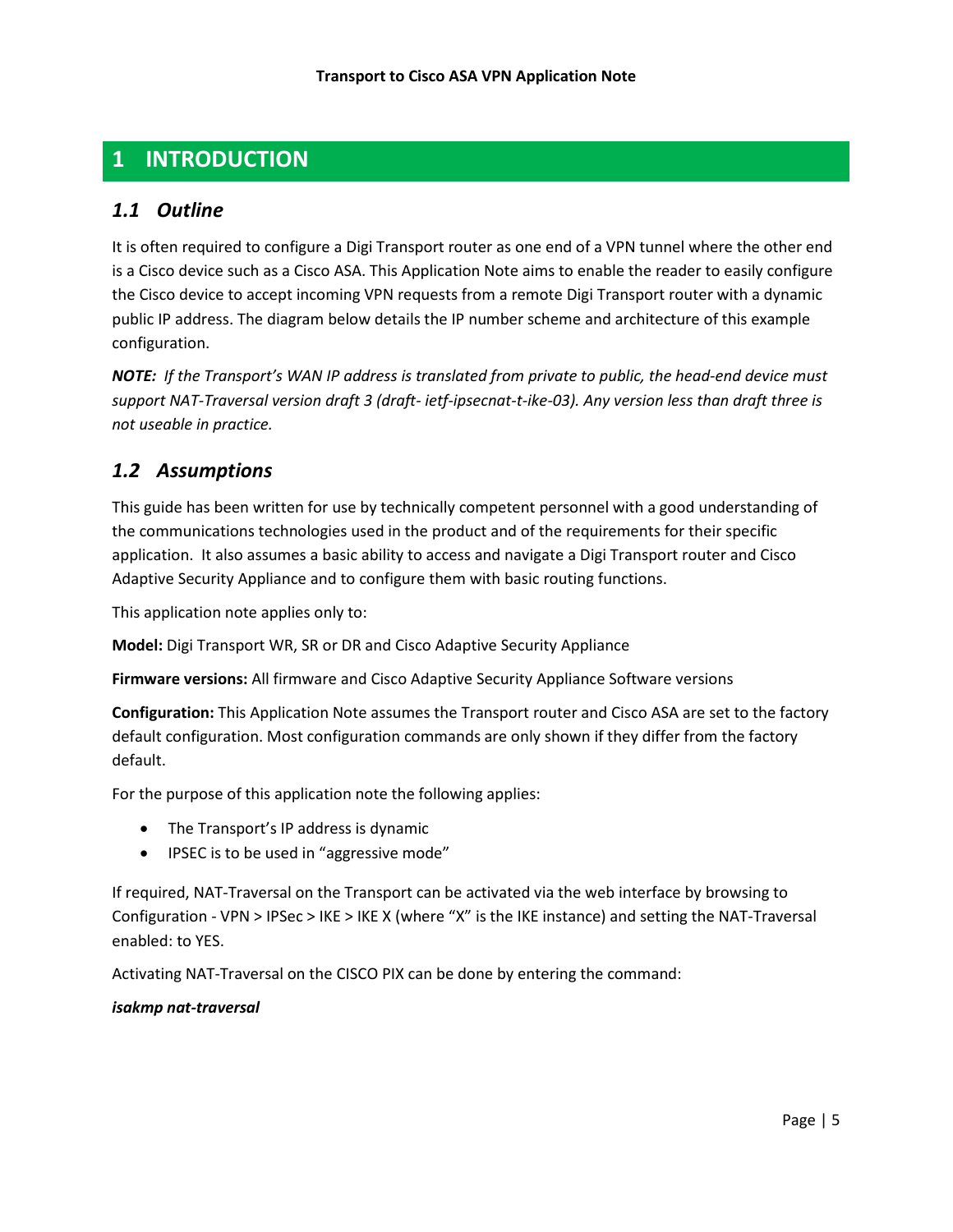# 1 INTRODUCTION

## *1.1 Outline*

It is often required to configure a Digi Transport router as one end of a VPN tunnel where the other end is a Cisco device such as a Cisco ASA. This Application Note aims to enable the reader to easily configure the Cisco device to accept incoming VPN requests from a remote Digi Transport router with a dynamic public IP address. The diagram below details the IP number scheme and architecture of this example configuration.

***NOTE:*** *If the Transport's WAN IP address is translated from private to public, the head-end device must support NAT-Traversal version draft 3 (draft- ietf-ipsecnat-t-ike-03). Any version less than draft three is not useable in practice.*

## *1.2 Assumptions*

This guide has been written for use by technically competent personnel with a good understanding of the communications technologies used in the product and of the requirements for their specific application. It also assumes a basic ability to access and navigate a Digi Transport router and Cisco Adaptive Security Appliance and to configure them with basic routing functions.

This application note applies only to:

**Model:** Digi Transport WR, SR or DR and Cisco Adaptive Security Appliance

**Firmware versions:** All firmware and Cisco Adaptive Security Appliance Software versions

**Configuration:** This Application Note assumes the Transport router and Cisco ASA are set to the factory default configuration. Most configuration commands are only shown if they differ from the factory default.

For the purpose of this application note the following applies:

- The Transport's IP address is dynamic
- IPSEC is to be used in "aggressive mode"

If required, NAT-Traversal on the Transport can be activated via the web interface by browsing to Configuration - VPN > IPSec > IKE > IKE X (where "X" is the IKE instance) and setting the NAT-Traversal enabled: to YES.

Activating NAT-Traversal on the CISCO PIX can be done by entering the command:

***isakmp nat-traversal***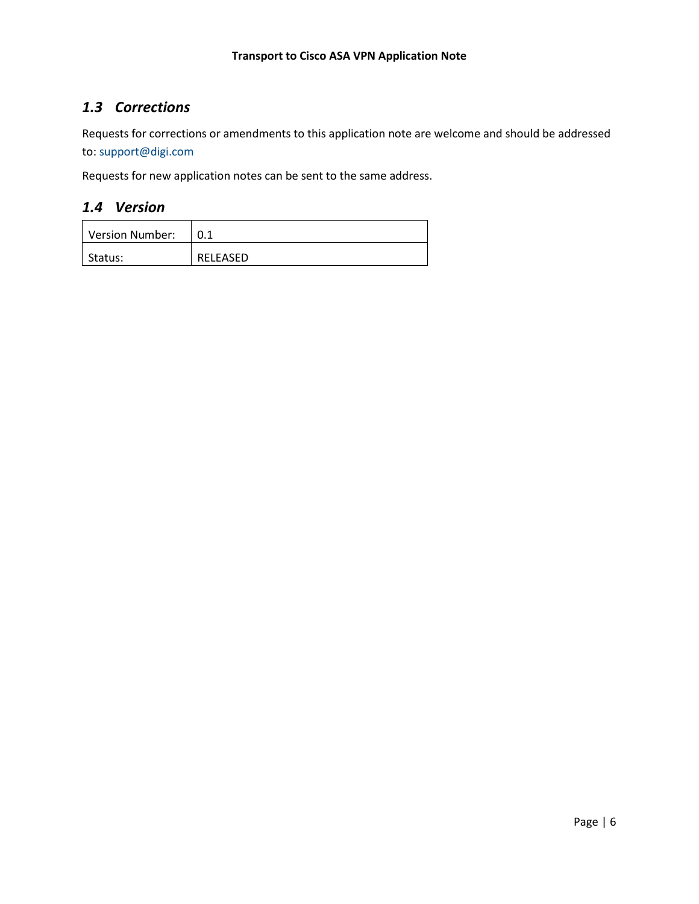## *1.3 Corrections*

Requests for corrections or amendments to this application note are welcome and should be addressed to: support@digi.com

Requests for new application notes can be sent to the same address.

## *1.4 Version*

| Version Number: | 0.1 |
| --- | --- |
| Status: | RELEASED |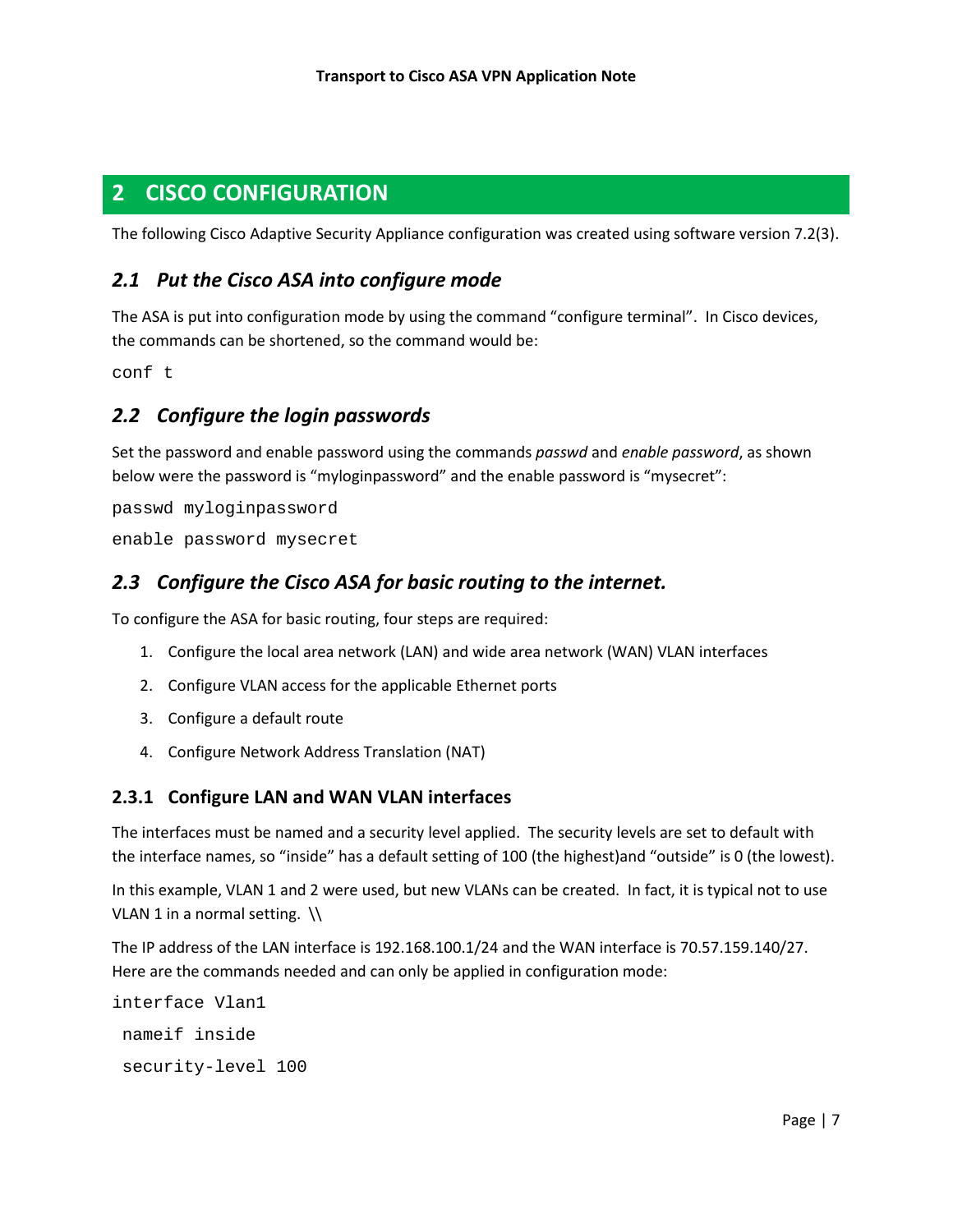# 2 CISCO CONFIGURATION

The following Cisco Adaptive Security Appliance configuration was created using software version 7.2(3).

## 2.1 Put the Cisco ASA into configure mode

The ASA is put into configuration mode by using the command "configure terminal". In Cisco devices, the commands can be shortened, so the command would be:

```
conf t
```

## 2.2 Configure the login passwords

Set the password and enable password using the commands *passwd* and *enable password*, as shown below were the password is "myloginpassword" and the enable password is "mysecret":

```
passwd myloginpassword

enable password mysecret
```

## 2.3 Configure the Cisco ASA for basic routing to the internet.

To configure the ASA for basic routing, four steps are required:

1. Configure the local area network (LAN) and wide area network (WAN) VLAN interfaces
2. Configure VLAN access for the applicable Ethernet ports
3. Configure a default route
4. Configure Network Address Translation (NAT)

### 2.3.1 Configure LAN and WAN VLAN interfaces

The interfaces must be named and a security level applied. The security levels are set to default with the interface names, so "inside" has a default setting of 100 (the highest)and "outside" is 0 (the lowest).

In this example, VLAN 1 and 2 were used, but new VLANs can be created. In fact, it is typical not to use VLAN 1 in a normal setting. \\

The IP address of the LAN interface is 192.168.100.1/24 and the WAN interface is 70.57.159.140/27. Here are the commands needed and can only be applied in configuration mode:

```
interface Vlan1
 nameif inside
 security-level 100
```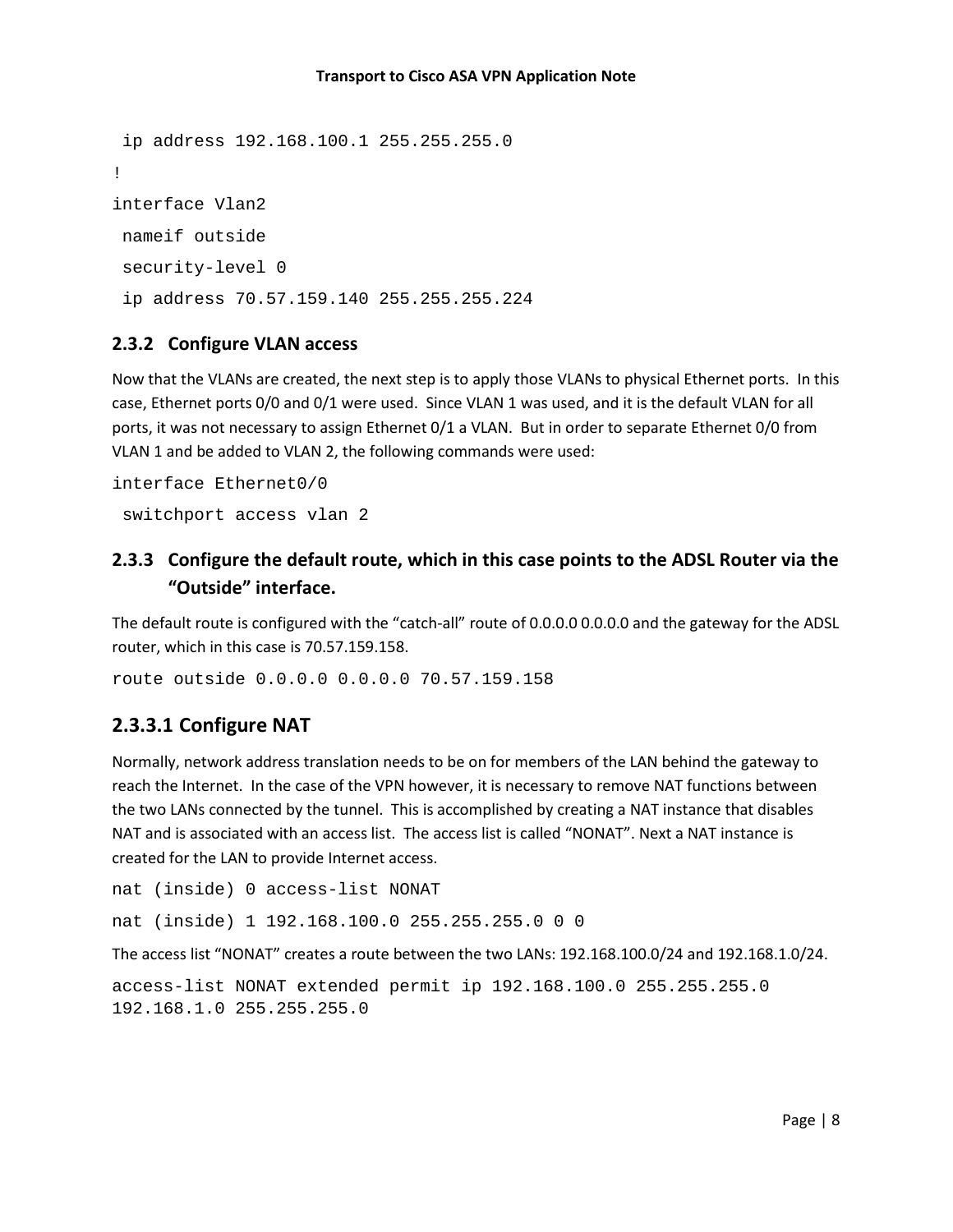```
 ip address 192.168.100.1 255.255.255.0
!
interface Vlan2
 nameif outside
 security-level 0
 ip address 70.57.159.140 255.255.255.224
```

### 2.3.2 Configure VLAN access

Now that the VLANs are created, the next step is to apply those VLANs to physical Ethernet ports. In this case, Ethernet ports 0/0 and 0/1 were used. Since VLAN 1 was used, and it is the default VLAN for all ports, it was not necessary to assign Ethernet 0/1 a VLAN. But in order to separate Ethernet 0/0 from VLAN 1 and be added to VLAN 2, the following commands were used:

```
interface Ethernet0/0
 switchport access vlan 2
```

### 2.3.3 Configure the default route, which in this case points to the ADSL Router via the "Outside" interface.

The default route is configured with the "catch-all" route of 0.0.0.0 0.0.0.0 and the gateway for the ADSL router, which in this case is 70.57.159.158.

```
route outside 0.0.0.0 0.0.0.0 70.57.159.158
```

#### 2.3.3.1 Configure NAT

Normally, network address translation needs to be on for members of the LAN behind the gateway to reach the Internet. In the case of the VPN however, it is necessary to remove NAT functions between the two LANs connected by the tunnel. This is accomplished by creating a NAT instance that disables NAT and is associated with an access list. The access list is called "NONAT". Next a NAT instance is created for the LAN to provide Internet access.

```
nat (inside) 0 access-list NONAT
nat (inside) 1 192.168.100.0 255.255.255.0 0 0
```

The access list "NONAT" creates a route between the two LANs: 192.168.100.0/24 and 192.168.1.0/24.

```
access-list NONAT extended permit ip 192.168.100.0 255.255.255.0
192.168.1.0 255.255.255.0
```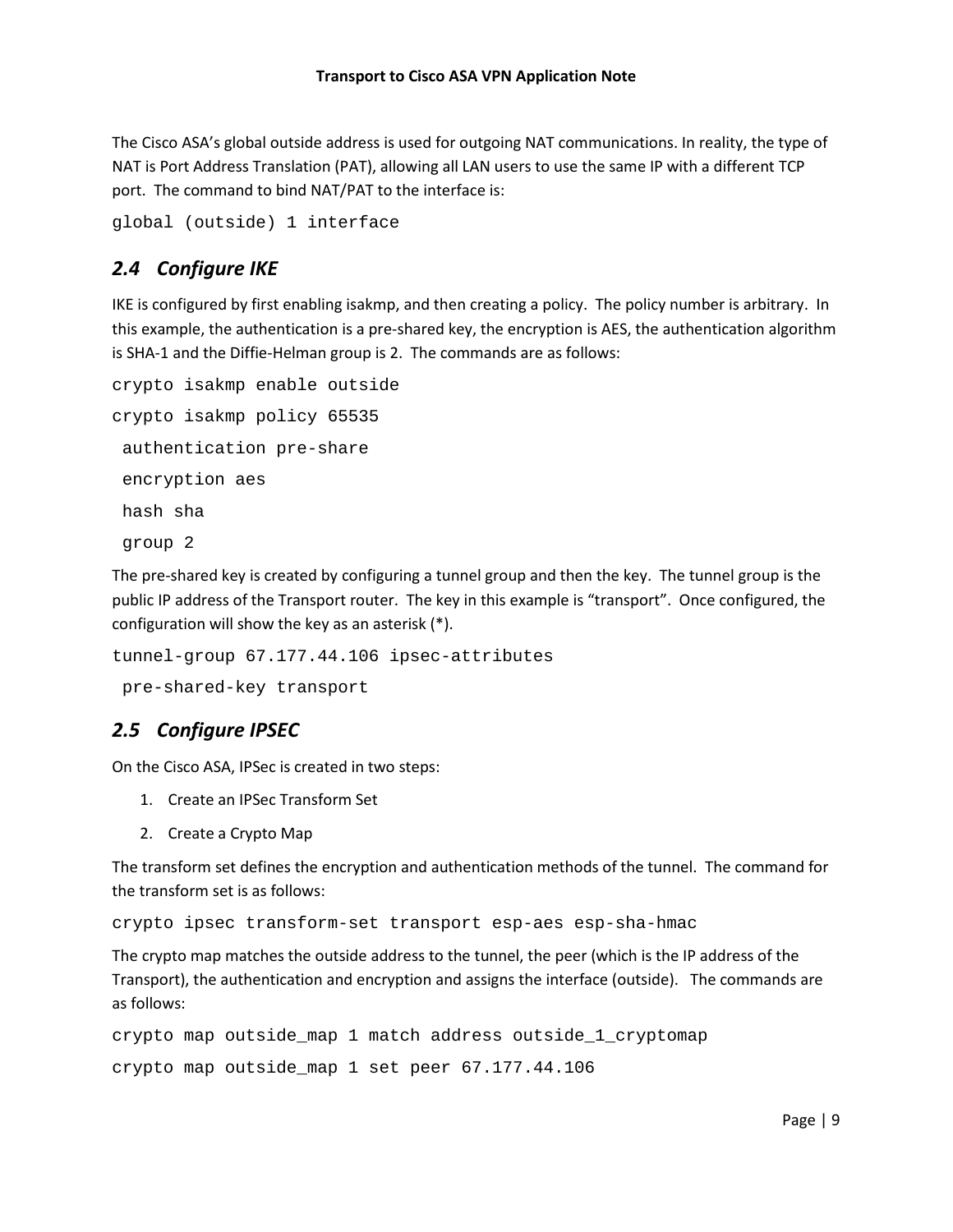The Cisco ASA's global outside address is used for outgoing NAT communications. In reality, the type of NAT is Port Address Translation (PAT), allowing all LAN users to use the same IP with a different TCP port. The command to bind NAT/PAT to the interface is:

```
global (outside) 1 interface
```

## *2.4 Configure IKE*

IKE is configured by first enabling isakmp, and then creating a policy. The policy number is arbitrary. In this example, the authentication is a pre-shared key, the encryption is AES, the authentication algorithm is SHA-1 and the Diffie-Helman group is 2. The commands are as follows:

```
crypto isakmp enable outside
crypto isakmp policy 65535
 authentication pre-share
 encryption aes
 hash sha
 group 2
```

The pre-shared key is created by configuring a tunnel group and then the key. The tunnel group is the public IP address of the Transport router. The key in this example is "transport". Once configured, the configuration will show the key as an asterisk (*).

```
tunnel-group 67.177.44.106 ipsec-attributes
 pre-shared-key transport
```

## *2.5 Configure IPSEC*

On the Cisco ASA, IPSec is created in two steps:

1. Create an IPSec Transform Set
2. Create a Crypto Map

The transform set defines the encryption and authentication methods of the tunnel. The command for the transform set is as follows:

```
crypto ipsec transform-set transport esp-aes esp-sha-hmac
```

The crypto map matches the outside address to the tunnel, the peer (which is the IP address of the Transport), the authentication and encryption and assigns the interface (outside). The commands are as follows:

```
crypto map outside_map 1 match address outside_1_cryptomap
crypto map outside_map 1 set peer 67.177.44.106
```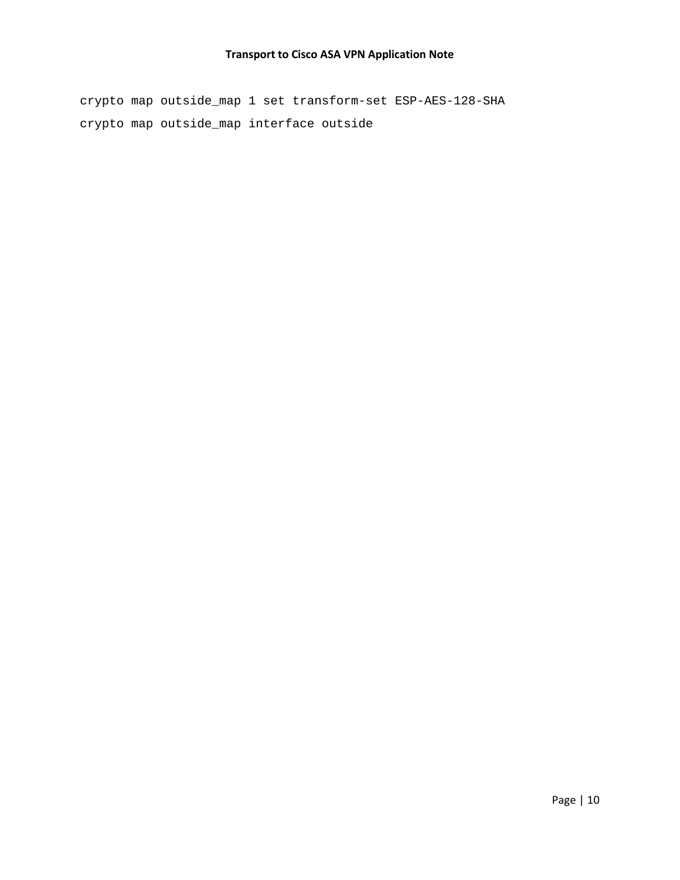```
crypto map outside_map 1 set transform-set ESP-AES-128-SHA
crypto map outside_map interface outside
```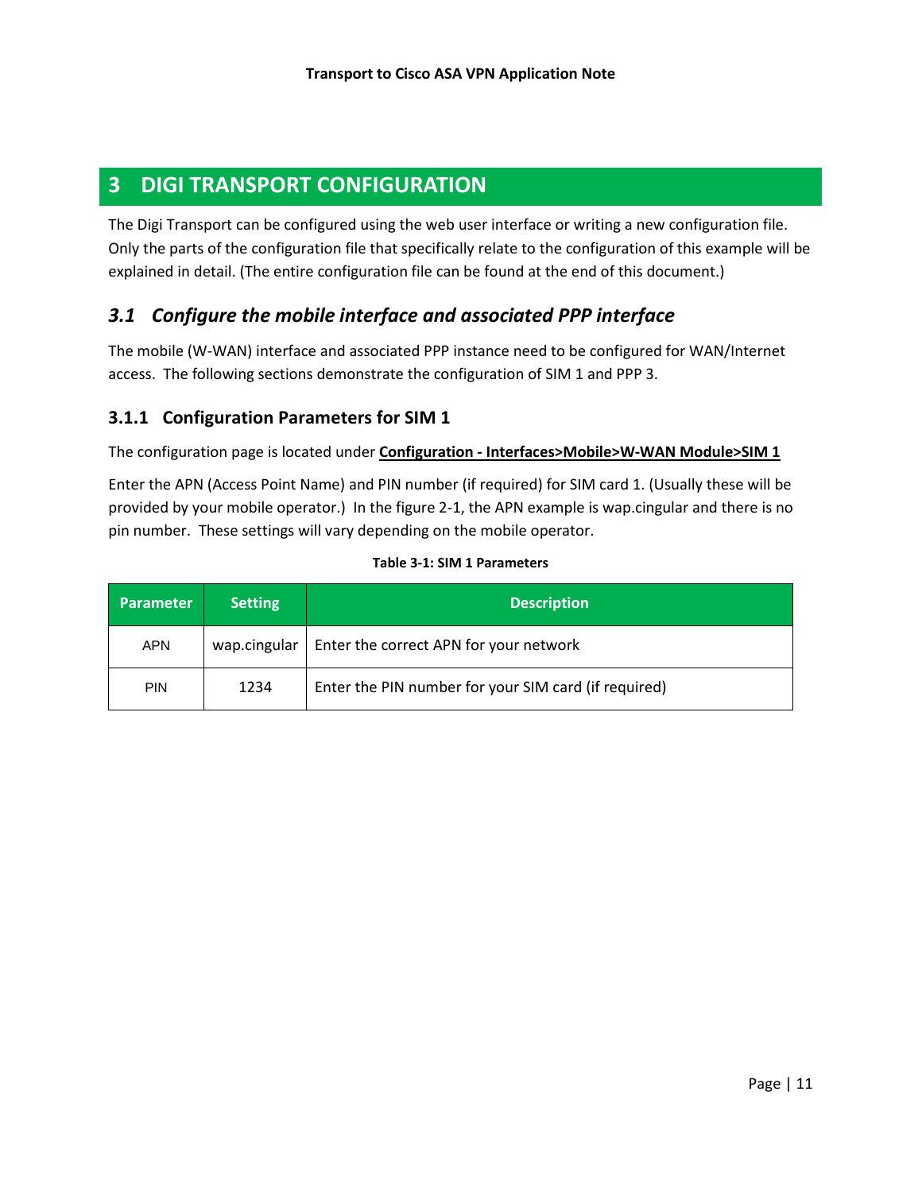# 3 DIGI TRANSPORT CONFIGURATION

The Digi Transport can be configured using the web user interface or writing a new configuration file. Only the parts of the configuration file that specifically relate to the configuration of this example will be explained in detail. (The entire configuration file can be found at the end of this document.)

## *3.1 Configure the mobile interface and associated PPP interface*

The mobile (W-WAN) interface and associated PPP instance need to be configured for WAN/Internet access. The following sections demonstrate the configuration of SIM 1 and PPP 3.

### 3.1.1 Configuration Parameters for SIM 1

The configuration page is located under **Configuration - Interfaces>Mobile>W-WAN Module>SIM 1**

Enter the APN (Access Point Name) and PIN number (if required) for SIM card 1. (Usually these will be provided by your mobile operator.) In the figure 2-1, the APN example is wap.cingular and there is no pin number. These settings will vary depending on the mobile operator.

**Table 3-1: SIM 1 Parameters**

| Parameter | Setting | Description |
| --- | --- | --- |
| APN | wap.cingular | Enter the correct APN for your network |
| PIN | 1234 | Enter the PIN number for your SIM card (if required) |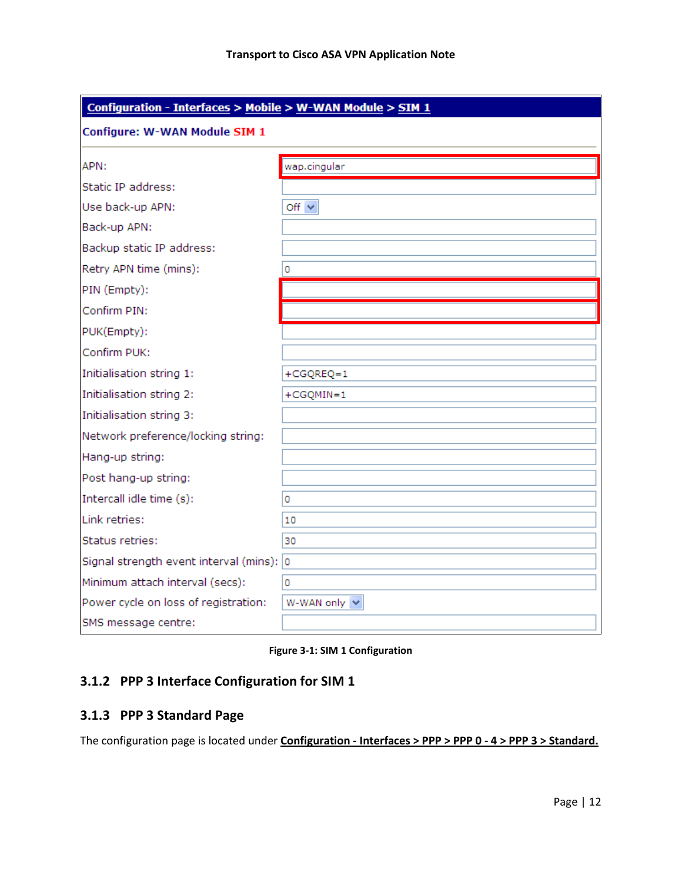**Configuration - Interfaces > Mobile > W-WAN Module > SIM 1**

**Configure: W-WAN Module SIM 1**

| Field | Value |
| --- | --- |
| APN: | wap.cingular |
| Static IP address: | |
| Use back-up APN: | Off |
| Back-up APN: | |
| Backup static IP address: | |
| Retry APN time (mins): | 0 |
| PIN (Empty): | |
| Confirm PIN: | |
| PUK(Empty): | |
| Confirm PUK: | |
| Initialisation string 1: | +CGQREQ=1 |
| Initialisation string 2: | +CGQMIN=1 |
| Initialisation string 3: | |
| Network preference/locking string: | |
| Hang-up string: | |
| Post hang-up string: | |
| Intercall idle time (s): | 0 |
| Link retries: | 10 |
| Status retries: | 30 |
| Signal strength event interval (mins): | 0 |
| Minimum attach interval (secs): | 0 |
| Power cycle on loss of registration: | W-WAN only |
| SMS message centre: | |

**Figure 3-1: SIM 1 Configuration**

### 3.1.2 PPP 3 Interface Configuration for SIM 1

### 3.1.3 PPP 3 Standard Page

The configuration page is located under **Configuration - Interfaces > PPP > PPP 0 - 4 > PPP 3 > Standard.**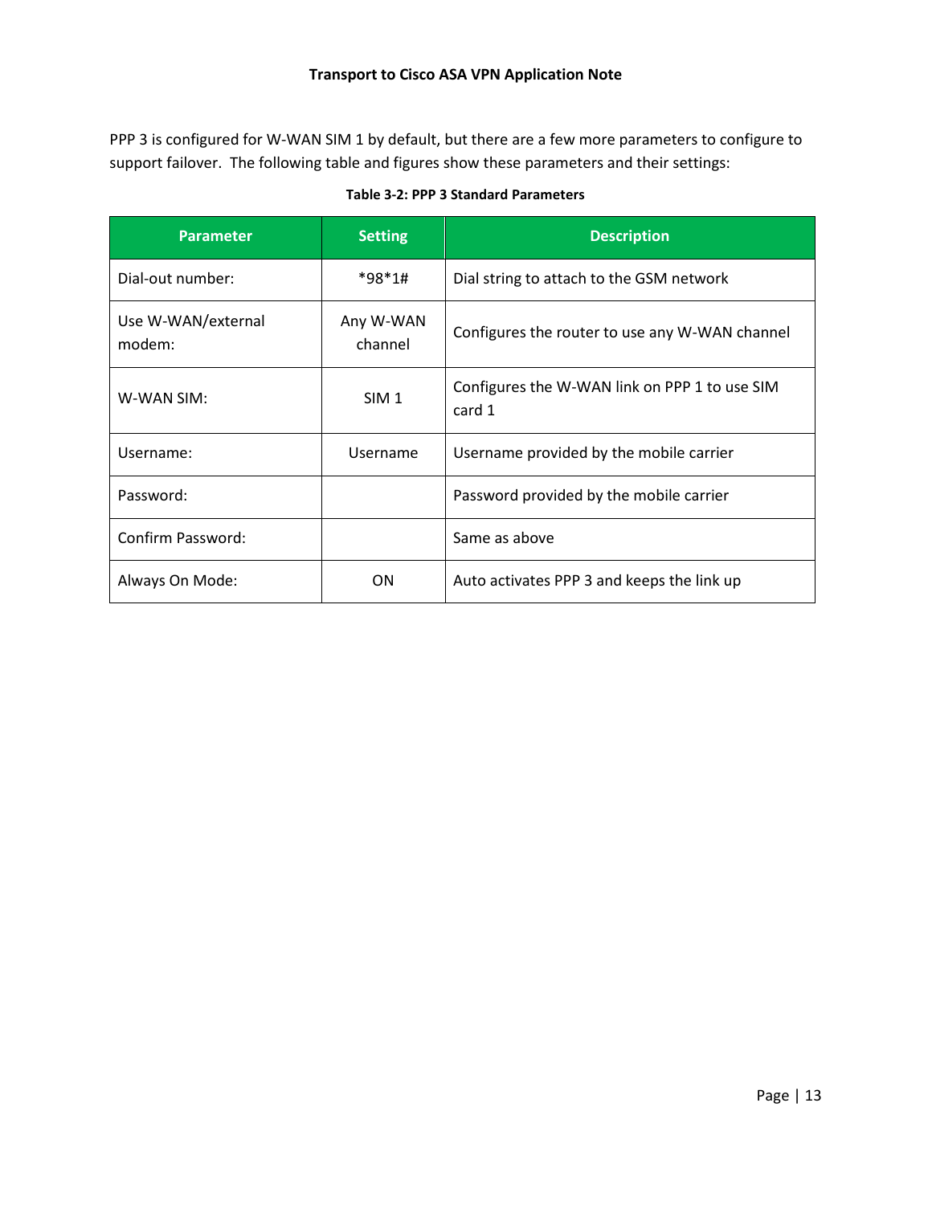PPP 3 is configured for W-WAN SIM 1 by default, but there are a few more parameters to configure to support failover. The following table and figures show these parameters and their settings:

**Table 3-2: PPP 3 Standard Parameters**

| Parameter | Setting | Description |
|---|---|---|
| Dial-out number: | *98*1# | Dial string to attach to the GSM network |
| Use W-WAN/external modem: | Any W-WAN channel | Configures the router to use any W-WAN channel |
| W-WAN SIM: | SIM 1 | Configures the W-WAN link on PPP 1 to use SIM card 1 |
| Username: | Username | Username provided by the mobile carrier |
| Password: | | Password provided by the mobile carrier |
| Confirm Password: | | Same as above |
| Always On Mode: | ON | Auto activates PPP 3 and keeps the link up |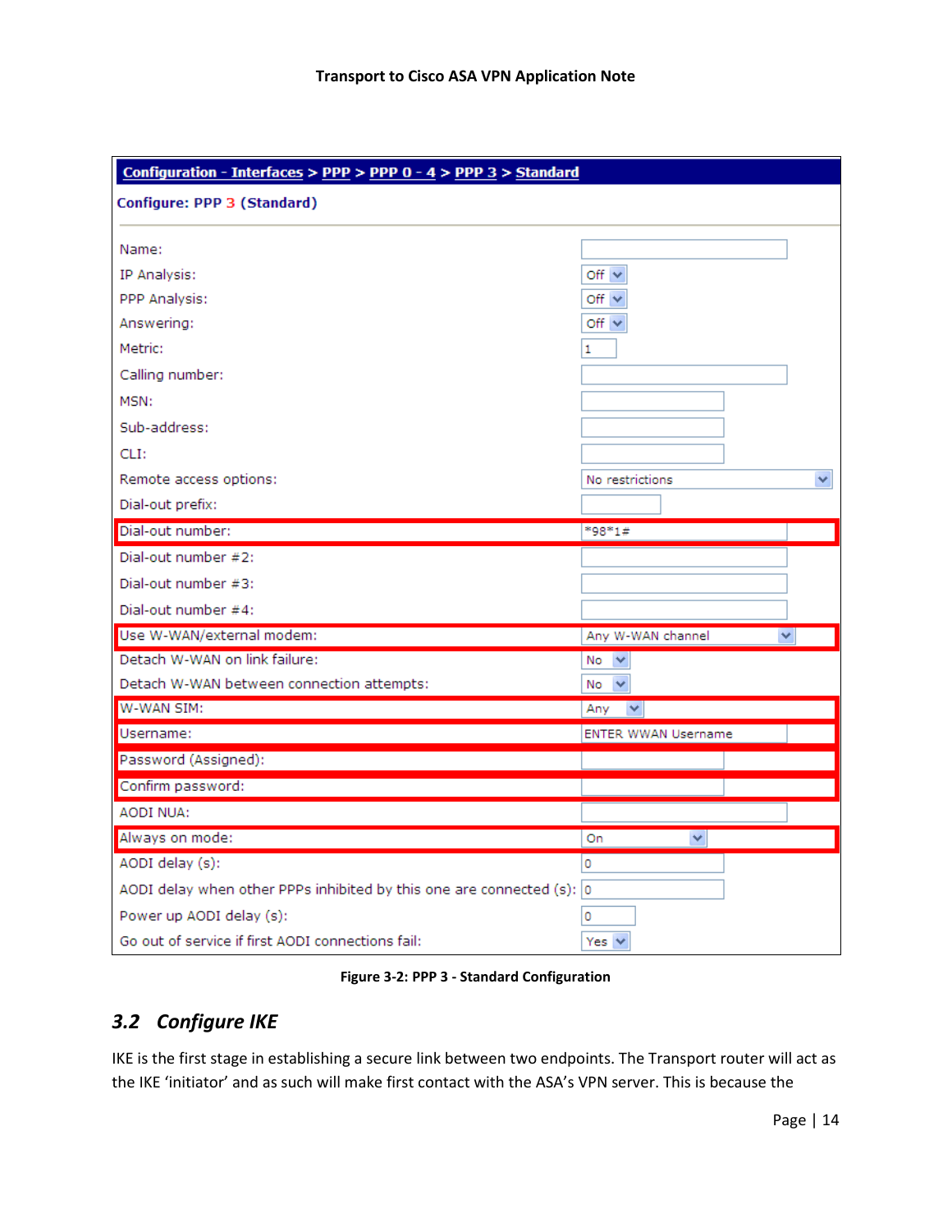| Configuration - Interfaces > PPP > PPP 0 - 4 > PPP 3 > Standard | |
| --- | --- |
| **Configure: PPP 3 (Standard)** | |
| Name: | |
| IP Analysis: | Off |
| PPP Analysis: | Off |
| Answering: | Off |
| Metric: | 1 |
| Calling number: | |
| MSN: | |
| Sub-address: | |
| CLI: | |
| Remote access options: | No restrictions |
| Dial-out prefix: | |
| Dial-out number: | *98*1# |
| Dial-out number #2: | |
| Dial-out number #3: | |
| Dial-out number #4: | |
| Use W-WAN/external modem: | Any W-WAN channel |
| Detach W-WAN on link failure: | No |
| Detach W-WAN between connection attempts: | No |
| W-WAN SIM: | Any |
| Username: | ENTER WWAN Username |
| Password (Assigned): | |
| Confirm password: | |
| AODI NUA: | |
| Always on mode: | On |
| AODI delay (s): | 0 |
| AODI delay when other PPPs inhibited by this one are connected (s): | 0 |
| Power up AODI delay (s): | 0 |
| Go out of service if first AODI connections fail: | Yes |

**Figure 3-2: PPP 3 - Standard Configuration**

## *3.2 Configure IKE*

IKE is the first stage in establishing a secure link between two endpoints. The Transport router will act as the IKE 'initiator' and as such will make first contact with the ASA's VPN server. This is because the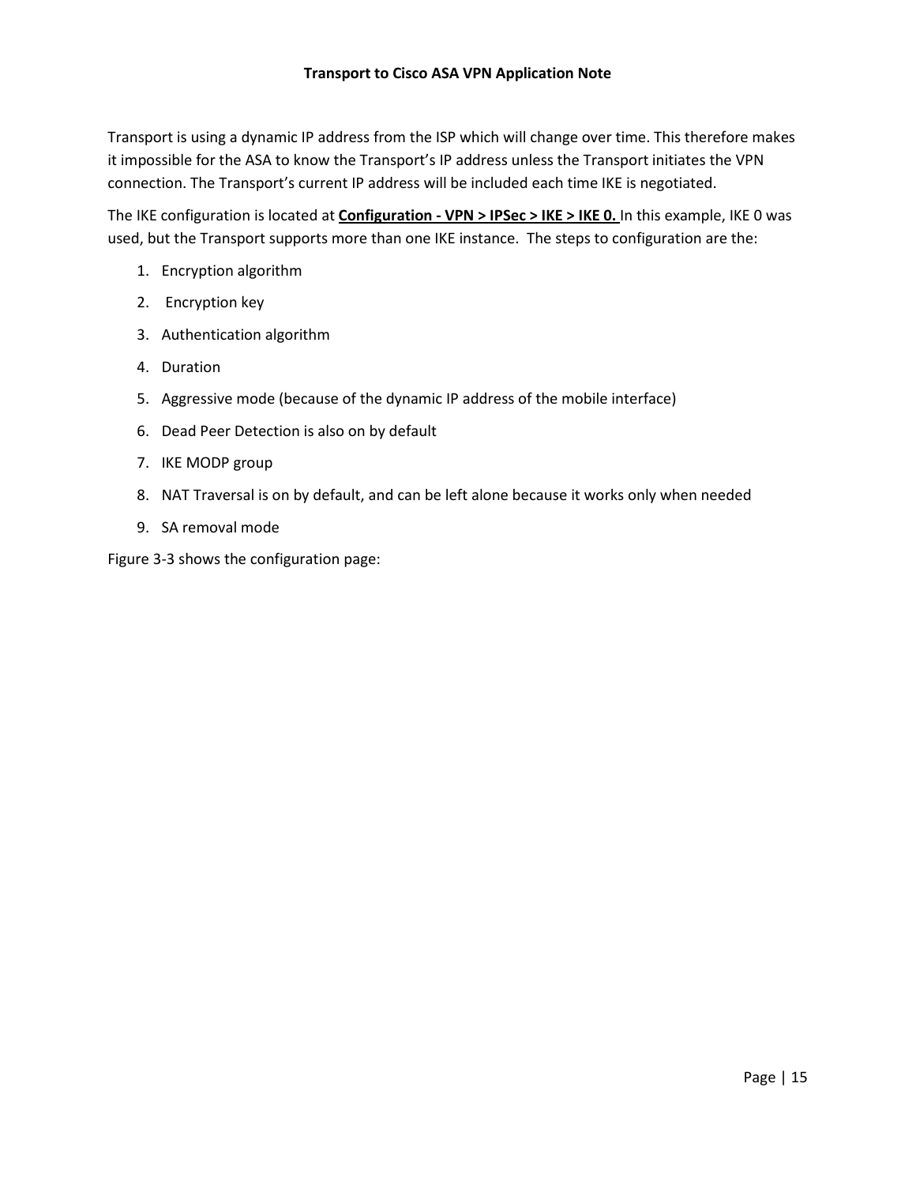Transport is using a dynamic IP address from the ISP which will change over time. This therefore makes it impossible for the ASA to know the Transport's IP address unless the Transport initiates the VPN connection. The Transport's current IP address will be included each time IKE is negotiated.

The IKE configuration is located at **Configuration - VPN > IPSec > IKE > IKE 0.** In this example, IKE 0 was used, but the Transport supports more than one IKE instance. The steps to configuration are the:

1. Encryption algorithm
2. Encryption key
3. Authentication algorithm
4. Duration
5. Aggressive mode (because of the dynamic IP address of the mobile interface)
6. Dead Peer Detection is also on by default
7. IKE MODP group
8. NAT Traversal is on by default, and can be left alone because it works only when needed
9. SA removal mode

Figure 3-3 shows the configuration page: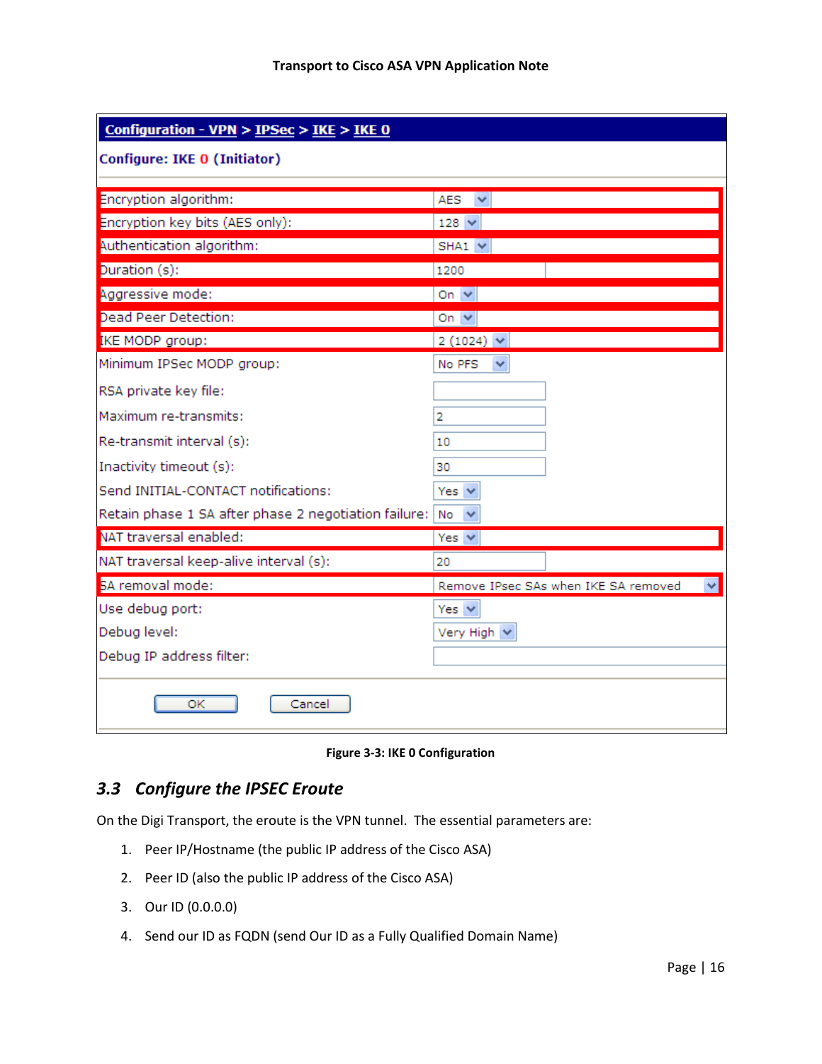Configuration - VPN > IPSec > IKE > IKE 0

Configure: IKE 0 (Initiator)

| Setting | Value |
|---|---|
| Encryption algorithm: | AES |
| Encryption key bits (AES only): | 128 |
| Authentication algorithm: | SHA1 |
| Duration (s): | 1200 |
| Aggressive mode: | On |
| Dead Peer Detection: | On |
| IKE MODP group: | 2 (1024) |
| Minimum IPSec MODP group: | No PFS |
| RSA private key file: | |
| Maximum re-transmits: | 2 |
| Re-transmit interval (s): | 10 |
| Inactivity timeout (s): | 30 |
| Send INITIAL-CONTACT notifications: | Yes |
| Retain phase 1 SA after phase 2 negotiation failure: | No |
| NAT traversal enabled: | Yes |
| NAT traversal keep-alive interval (s): | 20 |
| SA removal mode: | Remove IPsec SAs when IKE SA removed |
| Use debug port: | Yes |
| Debug level: | Very High |
| Debug IP address filter: | |

OK Cancel

**Figure 3-3: IKE 0 Configuration**

## 3.3 Configure the IPSEC Eroute

On the Digi Transport, the eroute is the VPN tunnel. The essential parameters are:

1. Peer IP/Hostname (the public IP address of the Cisco ASA)
2. Peer ID (also the public IP address of the Cisco ASA)
3. Our ID (0.0.0.0)
4. Send our ID as FQDN (send Our ID as a Fully Qualified Domain Name)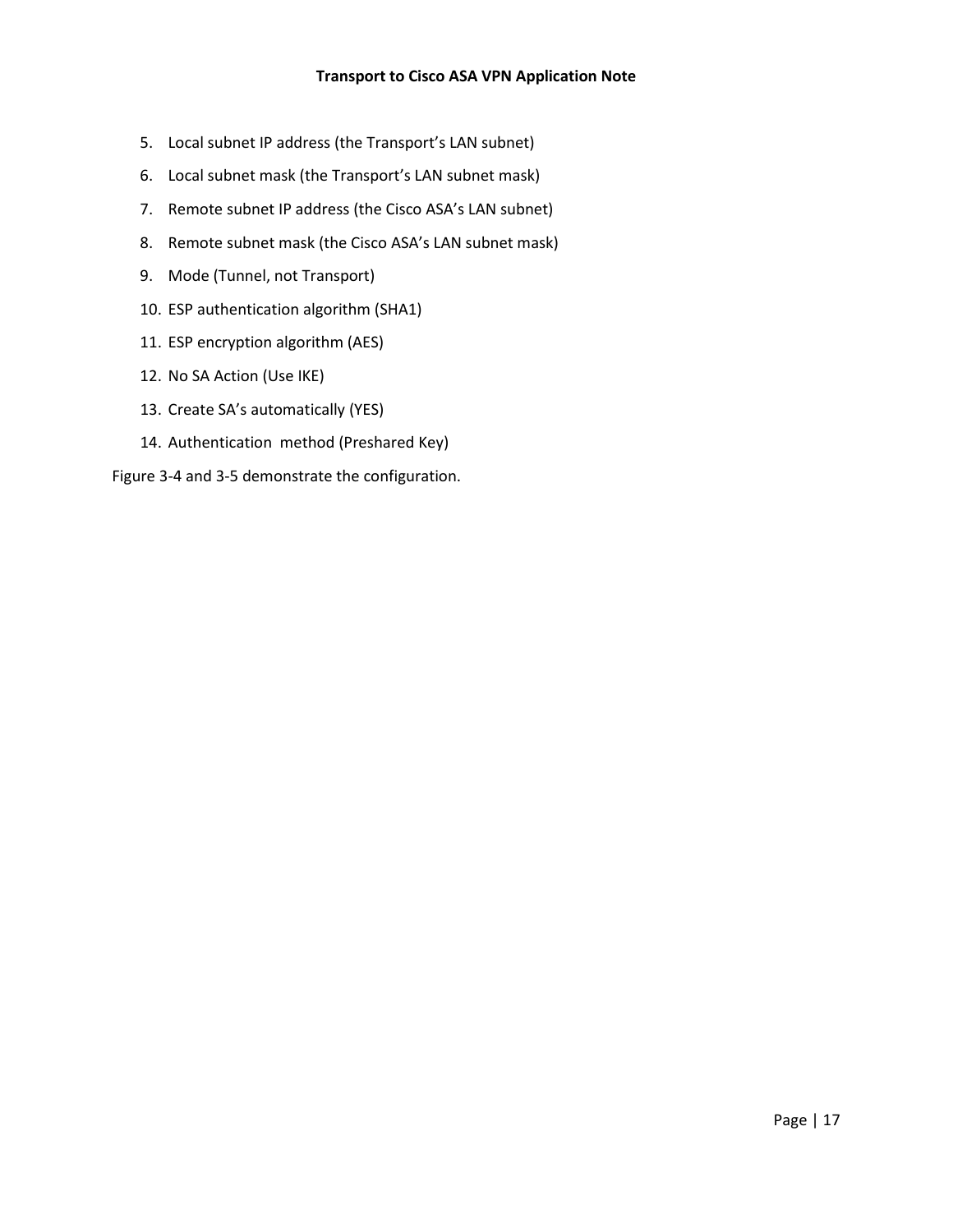5. Local subnet IP address (the Transport's LAN subnet)
6. Local subnet mask (the Transport's LAN subnet mask)
7. Remote subnet IP address (the Cisco ASA's LAN subnet)
8. Remote subnet mask (the Cisco ASA's LAN subnet mask)
9. Mode (Tunnel, not Transport)
10. ESP authentication algorithm (SHA1)
11. ESP encryption algorithm (AES)
12. No SA Action (Use IKE)
13. Create SA's automatically (YES)
14. Authentication method (Preshared Key)

Figure 3-4 and 3-5 demonstrate the configuration.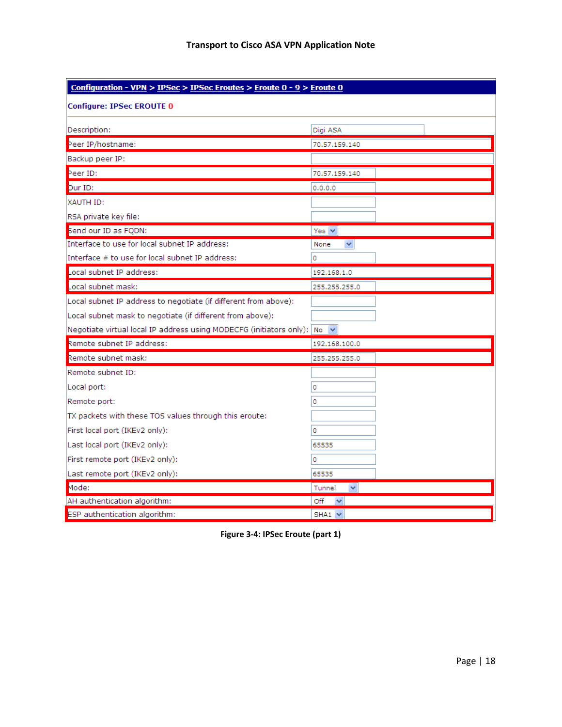**Configuration - VPN > IPSec > IPSec Eroutes > Eroute 0 - 9 > Eroute 0**

**Configure: IPSec EROUTE 0**

| Field | Value |
|---|---|
| Description: | Digi ASA |
| Peer IP/hostname: | 70.57.159.140 |
| Backup peer IP: | |
| Peer ID: | 70.57.159.140 |
| Our ID: | 0.0.0.0 |
| XAUTH ID: | |
| RSA private key file: | |
| Send our ID as FQDN: | Yes |
| Interface to use for local subnet IP address: | None |
| Interface # to use for local subnet IP address: | 0 |
| Local subnet IP address: | 192.168.1.0 |
| Local subnet mask: | 255.255.255.0 |
| Local subnet IP address to negotiate (if different from above): | |
| Local subnet mask to negotiate (if different from above): | |
| Negotiate virtual local IP address using MODECFG (initiators only): | No |
| Remote subnet IP address: | 192.168.100.0 |
| Remote subnet mask: | 255.255.255.0 |
| Remote subnet ID: | |
| Local port: | 0 |
| Remote port: | 0 |
| TX packets with these TOS values through this eroute: | |
| First local port (IKEv2 only): | 0 |
| Last local port (IKEv2 only): | 65535 |
| First remote port (IKEv2 only): | 0 |
| Last remote port (IKEv2 only): | 65535 |
| Mode: | Tunnel |
| AH authentication algorithm: | Off |
| ESP authentication algorithm: | SHA1 |

**Figure 3-4: IPSec Eroute (part 1)**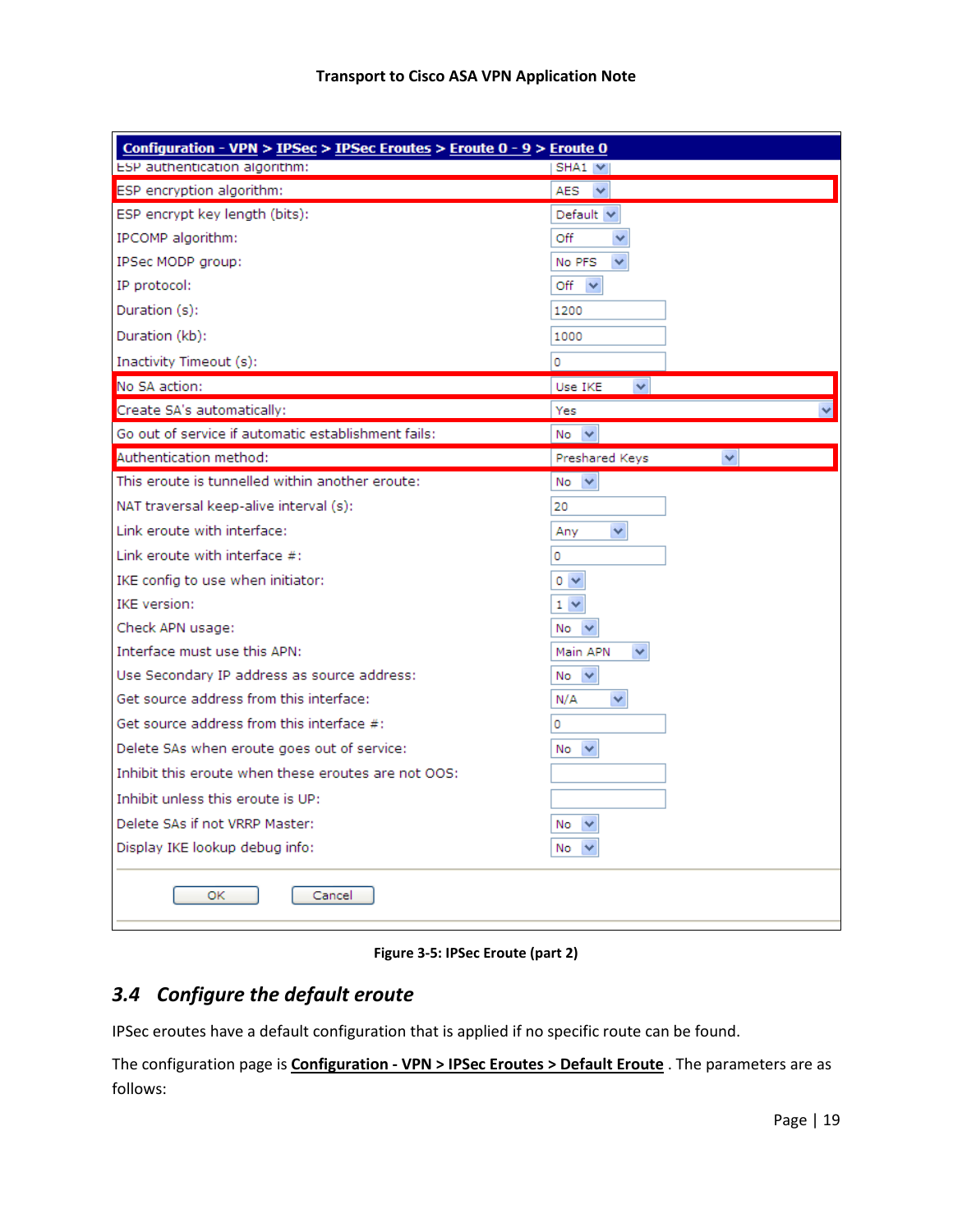| Configuration - VPN > IPSec > IPSec Eroutes > Eroute 0 - 9 > Eroute 0 | |
|---|---|
| ESP authentication algorithm: | SHA1 |
| ESP encryption algorithm: | AES |
| ESP encrypt key length (bits): | Default |
| IPCOMP algorithm: | Off |
| IPSec MODP group: | No PFS |
| IP protocol: | Off |
| Duration (s): | 1200 |
| Duration (kb): | 1000 |
| Inactivity Timeout (s): | 0 |
| No SA action: | Use IKE |
| Create SA's automatically: | Yes |
| Go out of service if automatic establishment fails: | No |
| Authentication method: | Preshared Keys |
| This eroute is tunnelled within another eroute: | No |
| NAT traversal keep-alive interval (s): | 20 |
| Link eroute with interface: | Any |
| Link eroute with interface #: | 0 |
| IKE config to use when initiator: | 0 |
| IKE version: | 1 |
| Check APN usage: | No |
| Interface must use this APN: | Main APN |
| Use Secondary IP address as source address: | No |
| Get source address from this interface: | N/A |
| Get source address from this interface #: | 0 |
| Delete SAs when eroute goes out of service: | No |
| Inhibit this eroute when these eroutes are not OOS: | |
| Inhibit unless this eroute is UP: | |
| Delete SAs if not VRRP Master: | No |
| Display IKE lookup debug info: | No |

OK Cancel

**Figure 3-5: IPSec Eroute (part 2)**

## 3.4 Configure the default eroute

IPSec eroutes have a default configuration that is applied if no specific route can be found.

The configuration page is **Configuration - VPN > IPSec Eroutes > Default Eroute** . The parameters are as follows: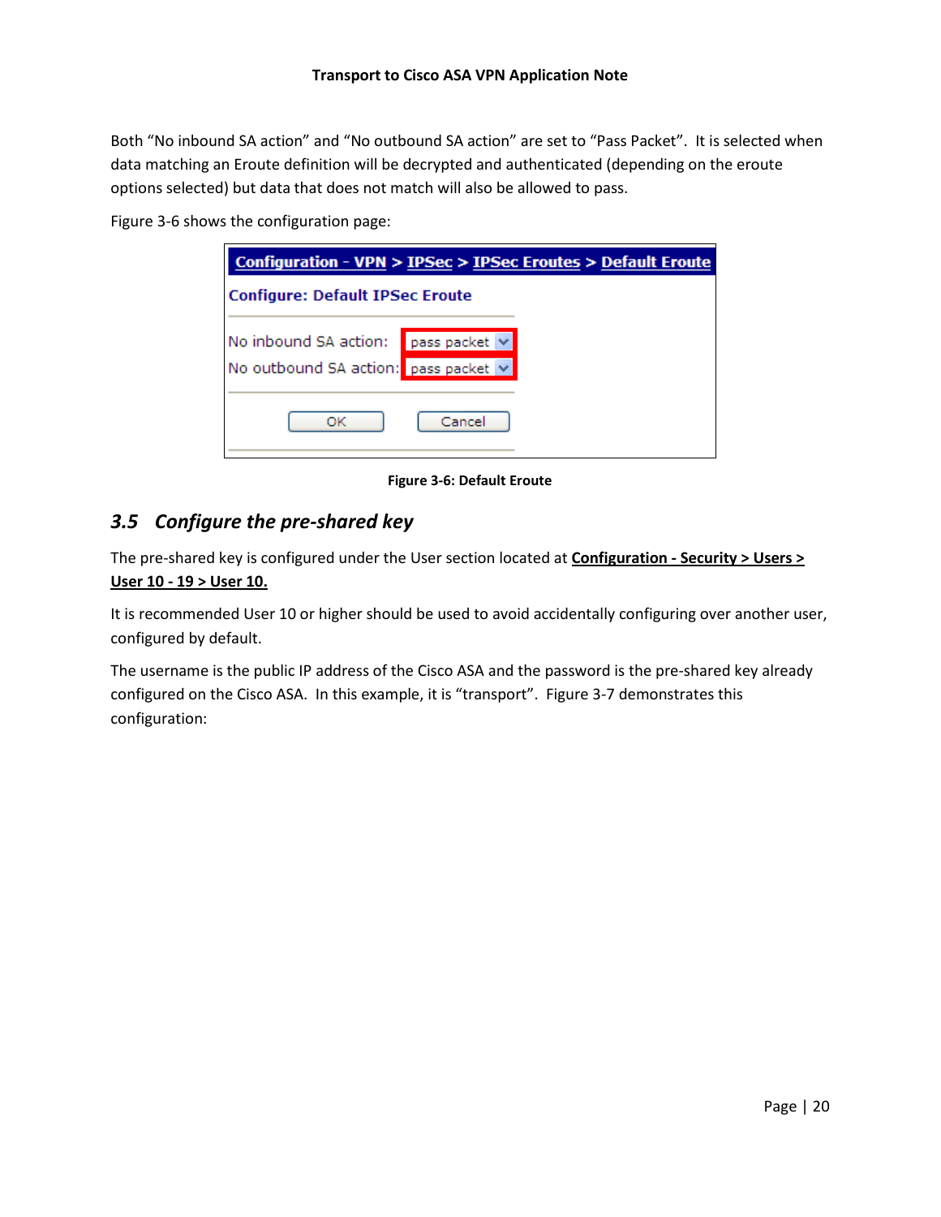Both “No inbound SA action” and “No outbound SA action” are set to “Pass Packet”. It is selected when data matching an Eroute definition will be decrypted and authenticated (depending on the eroute options selected) but data that does not match will also be allowed to pass.

Figure 3-6 shows the configuration page:

**Figure 3-6: Default Eroute**

## 3.5 *Configure the pre-shared key*

The pre-shared key is configured under the User section located at **Configuration - Security > Users > User 10 - 19 > User 10.**

It is recommended User 10 or higher should be used to avoid accidentally configuring over another user, configured by default.

The username is the public IP address of the Cisco ASA and the password is the pre-shared key already configured on the Cisco ASA. In this example, it is “transport”. Figure 3-7 demonstrates this configuration: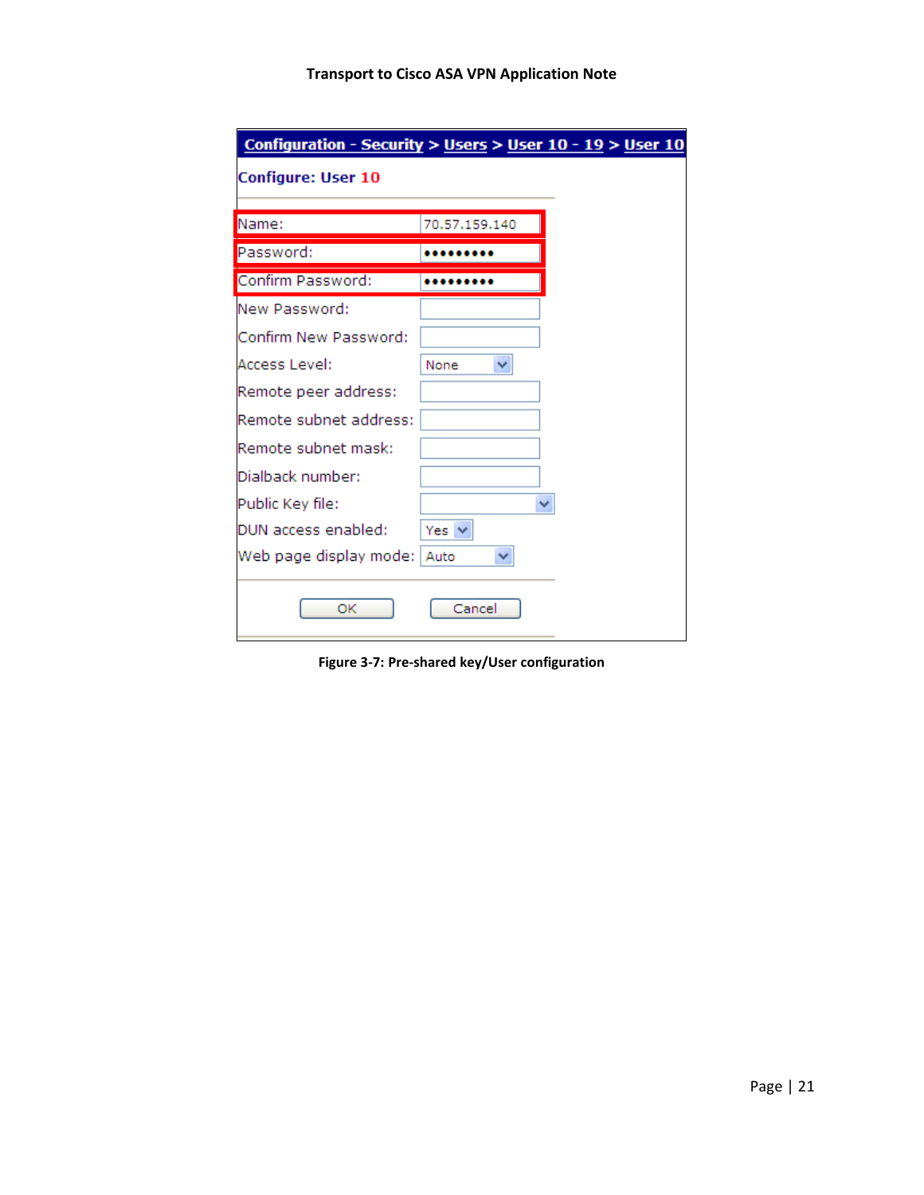**Configuration - Security > Users > User 10 - 19 > User 10**

**Configure: User 10**

| | |
|---|---|
| Name: | 70.57.159.140 |
| Password: | ••••••••• |
| Confirm Password: | ••••••••• |
| New Password: | |
| Confirm New Password: | |
| Access Level: | None |
| Remote peer address: | |
| Remote subnet address: | |
| Remote subnet mask: | |
| Dialback number: | |
| Public Key file: | |
| DUN access enabled: | Yes |
| Web page display mode: | Auto |

OK Cancel

**Figure 3-7: Pre-shared key/User configuration**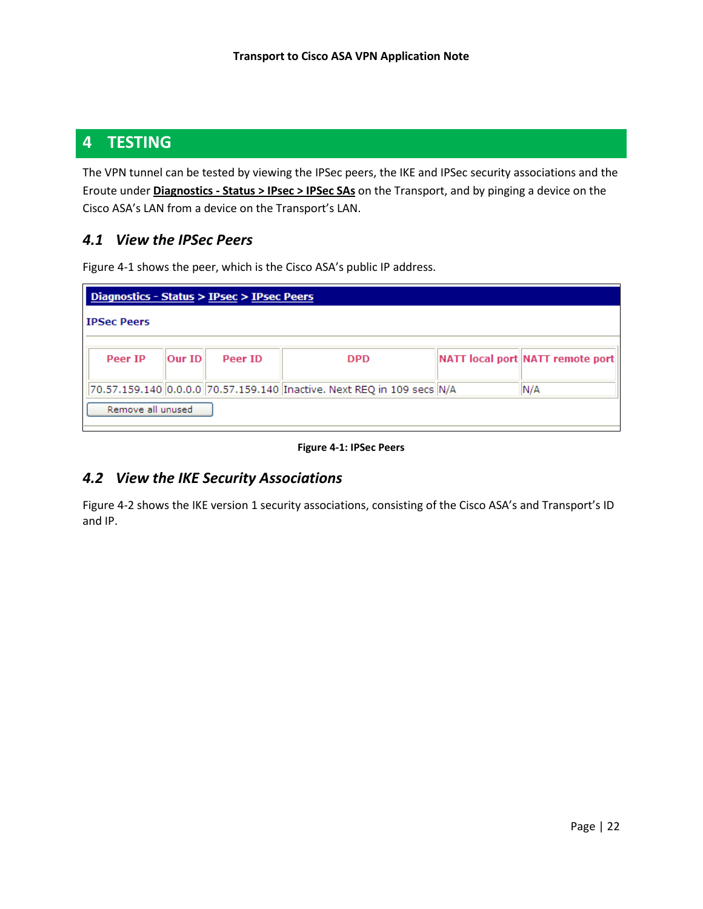# 4 TESTING

The VPN tunnel can be tested by viewing the IPSec peers, the IKE and IPSec security associations and the Eroute under **Diagnostics - Status > IPsec > IPSec SAs** on the Transport, and by pinging a device on the Cisco ASA's LAN from a device on the Transport's LAN.

## 4.1 View the IPSec Peers

Figure 4-1 shows the peer, which is the Cisco ASA's public IP address.

**Diagnostics - Status > IPsec > IPsec Peers**

**IPSec Peers**

| Peer IP | Our ID | Peer ID | DPD | NATT local port | NATT remote port |
|---|---|---|---|---|---|
| 70.57.159.140 | 0.0.0.0 | 70.57.159.140 | Inactive. Next REQ in 109 secs | N/A | N/A |

Remove all unused

**Figure 4-1: IPSec Peers**

## 4.2 View the IKE Security Associations

Figure 4-2 shows the IKE version 1 security associations, consisting of the Cisco ASA's and Transport's ID and IP.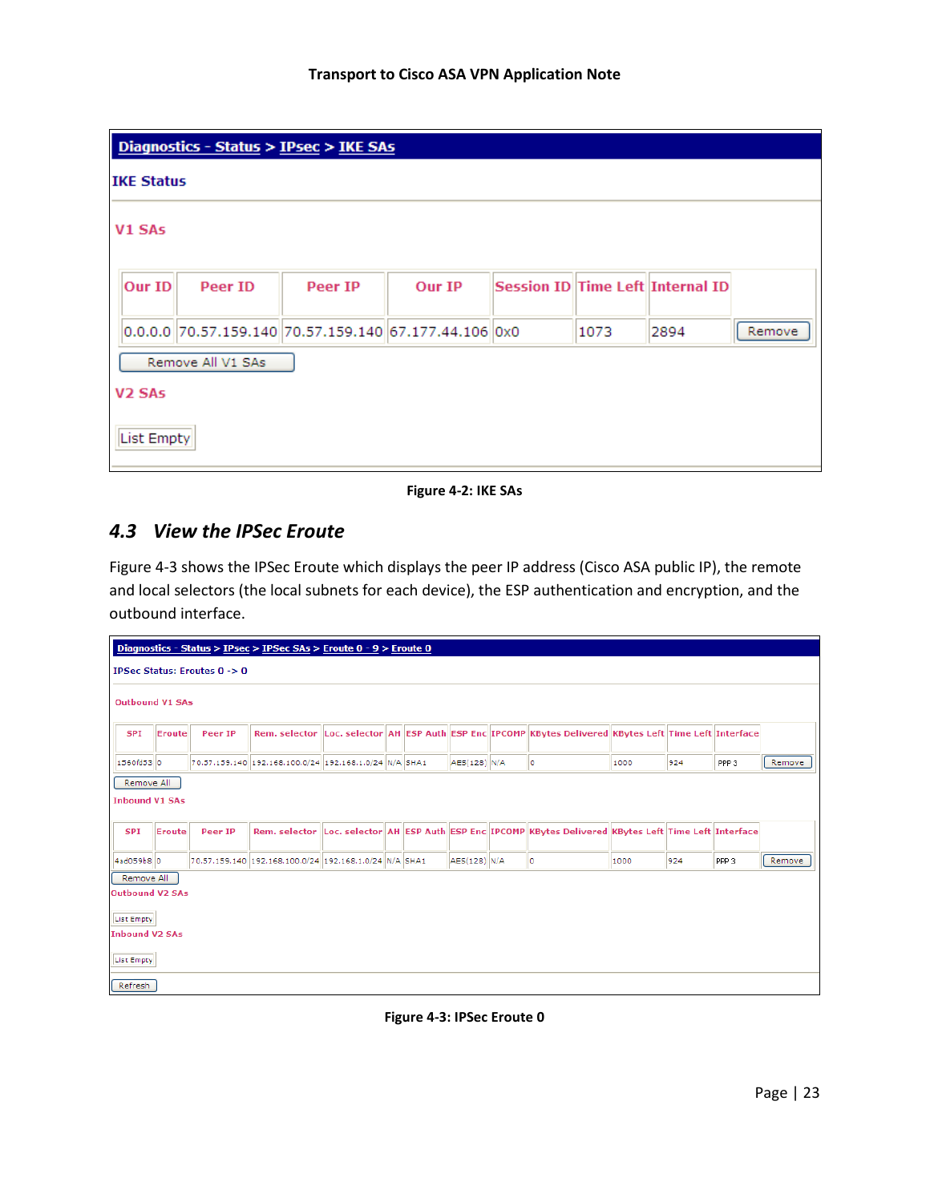**Diagnostics - Status > IPsec > IKE SAs**

**IKE Status**

**V1 SAs**

| Our ID | Peer ID | Peer IP | Our IP | Session ID | Time Left | Internal ID | |
|---|---|---|---|---|---|---|---|
| 0.0.0.0 | 70.57.159.140 | 70.57.159.140 | 67.177.44.106 | 0x0 | 1073 | 2894 | Remove |

Remove All V1 SAs

**V2 SAs**

List Empty

**Figure 4-2: IKE SAs**

## *4.3 View the IPSec Eroute*

Figure 4-3 shows the IPSec Eroute which displays the peer IP address (Cisco ASA public IP), the remote and local selectors (the local subnets for each device), the ESP authentication and encryption, and the outbound interface.

**Diagnostics - Status > IPsec > IPSec SAs > Eroute 0 - 9 > Eroute 0**

**IPSec Status: Eroutes 0 -> 0**

**Outbound V1 SAs**

| SPI | Eroute | Peer IP | Rem. selector | Loc. selector | AH | ESP Auth | ESP Enc | IPCOMP | KBytes Delivered | KBytes Left | Time Left | Interface | |
|---|---|---|---|---|---|---|---|---|---|---|---|---|---|
| 1560fd33 | 0 | 70.57.159.140 | 192.168.100.0/24 | 192.168.1.0/24 | N/A | SHA1 | AES(128) | N/A | 0 | 1000 | 924 | PPP 3 | Remove |

Remove All

**Inbound V1 SAs**

| SPI | Eroute | Peer IP | Rem. selector | Loc. selector | AH | ESP Auth | ESP Enc | IPCOMP | KBytes Delivered | KBytes Left | Time Left | Interface | |
|---|---|---|---|---|---|---|---|---|---|---|---|---|---|
| 4ad059b8 | 0 | 70.57.159.140 | 192.168.100.0/24 | 192.168.1.0/24 | N/A | SHA1 | AES(128) | N/A | 0 | 1000 | 924 | PPP 3 | Remove |

Remove All

**Outbound V2 SAs**

List Empty

**Inbound V2 SAs**

List Empty

Refresh

**Figure 4-3: IPSec Eroute 0**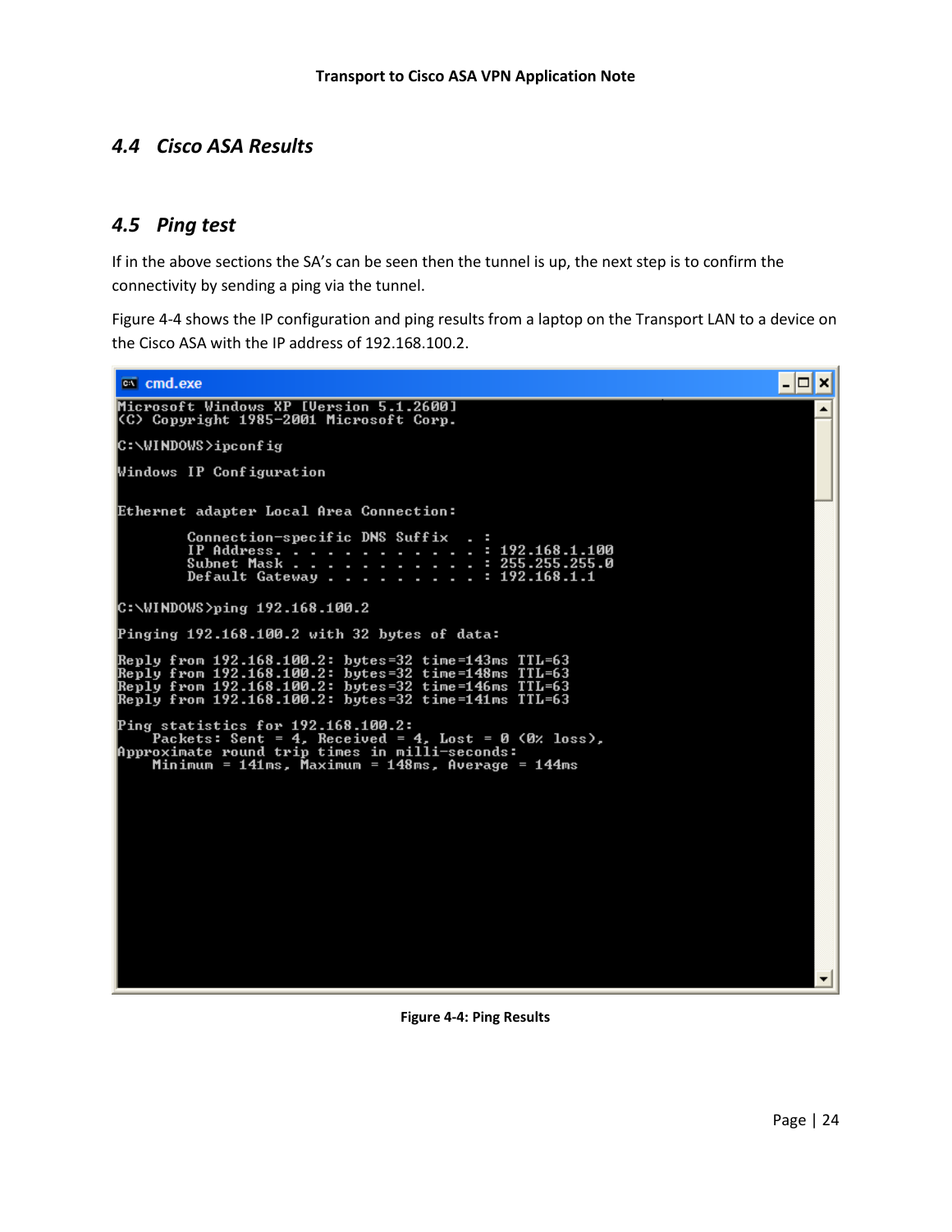## 4.4 *Cisco ASA Results*

## 4.5 *Ping test*

If in the above sections the SA's can be seen then the tunnel is up, the next step is to confirm the connectivity by sending a ping via the tunnel.

Figure 4-4 shows the IP configuration and ping results from a laptop on the Transport LAN to a device on the Cisco ASA with the IP address of 192.168.100.2.

```
Microsoft Windows XP [Version 5.1.2600]
(C) Copyright 1985-2001 Microsoft Corp.

C:\WINDOWS>ipconfig

Windows IP Configuration


Ethernet adapter Local Area Connection:

        Connection-specific DNS Suffix  . :
        IP Address. . . . . . . . . . . . : 192.168.1.100
        Subnet Mask . . . . . . . . . . . : 255.255.255.0
        Default Gateway . . . . . . . . . : 192.168.1.1

C:\WINDOWS>ping 192.168.100.2

Pinging 192.168.100.2 with 32 bytes of data:

Reply from 192.168.100.2: bytes=32 time=143ms TTL=63
Reply from 192.168.100.2: bytes=32 time=148ms TTL=63
Reply from 192.168.100.2: bytes=32 time=146ms TTL=63
Reply from 192.168.100.2: bytes=32 time=141ms TTL=63

Ping statistics for 192.168.100.2:
    Packets: Sent = 4, Received = 4, Lost = 0 (0% loss),
Approximate round trip times in milli-seconds:
    Minimum = 141ms, Maximum = 148ms, Average = 144ms
```

**Figure 4-4: Ping Results**